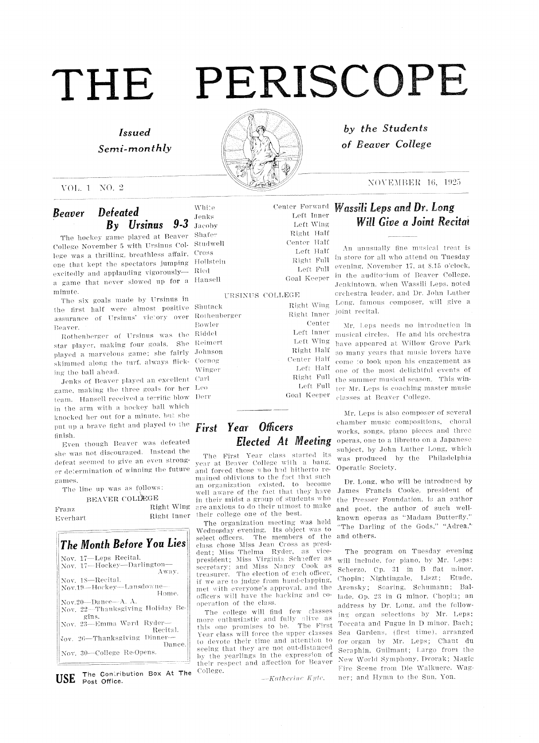# THE PERISCOPE

*Issued Semi-monthly* *by the Students of Beaver College*

VOL. 1 NO. 2 NOVEMBER 16, 1925

## *Beaver Defeated By Ursinus 9-3*

The hockey game played at Beaver College November 5 with Ursinus College was a thrilling, breathless affair, one that kept the spectators jumping excitedly and applauding vigorously—a game that never slowed up for a minute.

The six goals made by Ursinus in the first half were almost positive assurance of Ursinus' victory over Beaver.

Rothenberger of Ursinus was the star player, making four goals. She played a marvelous game; she fairly skimmed along the turf, always flicking the ball ahead.

Jenks of Beaver played an excellent game, making the three goals for her team. Hansell received a terrific blow in the arm with a hockey ball which knocked her out for a minute, but she put up a brave fight and played to the finish.

Even though Beaver was defeated she was not discouraged. Instead the defeat seemed to give an even stronger determination of winning the future games.

The line up was as follows:

BEAVER COLLEGE

| | |
|---|---|
| Franz | Right Wing |
| Everhart | Right Inner |
| White | Center Forward |
| Jenks | Left Inner |
| Jacoby | Left Wing |
| Shafer | Right Half |
| Studwell | Center Half |
| Cross | Left Half |
| Hollstein | Right Full |
| Ried | Left Full |
| Hansell | Goal Keeper |

URSINUS COLLEGE

| | |
|---|---|
| Shutack | Right Wing |
| Rothenberger | Right Inner |
| Bowler | Center |
| Riddel | Left Inner |
| Reimert | Left Wing |
| Johnson | Right Half |
| Cornog | Center Half |
| Winger | Left Half |
| Carl | Right Full |
| Leo | Left Full |
| Derr | Goal Keeper |

## *The Month Before You Lies*

Nov. 17—Leps Recital.
Nov. 17—Hockey—Darlington—Away.
Nov. 18—Recital.
Nov. 19—Hockey—Lansdowne—Home.
Nov. 20—Dance—A. A.
Nov. 22—Thanksgiving Holiday Begins.
Nov. 23—Emma Ward Ryder—Recital.
Nov. 26—Thanksgiving Dinner—Dance.
Nov. 30—College Re-Opens.

**USE** The Contribution Box At The Post Office.

## *First Year Officers Elected At Meeting*

The First Year class started its year at Beaver College with a bang, and forced those who had hitherto remained oblivious to the fact that such an organization existed, to become well aware of the fact that they have in their midst a group of students who are anxious to do their utmost to make their college one of the best.

The organization meeting was held Wednesday evening. Its object was to select officers. The members of the class chose Miss Jean Cross as president; Miss Thelma Ryder, as vice-president; Miss Virginia Schaeffer as secretary; and Miss Nancy Cook as treasurer. The election of each officer, if we are to judge from hand-clapping, met with everyone's approval, and the officers will have the backing and co-operation of the class.

The college will find few classes more enthusiastic and fully alive as this one promises to be. The First Year class will force the upper classes to devote their time and attention to seeing that they are not out-distanced by the yearlings in the expression of their respect and affection for Beaver College.

—*Katherine Kyte.*

## *Wassili Leps and Dr. Long Will Give a Joint Recital*

An unusually fine musical treat is in store for all who attend on Tuesday evening, November 17, at 8.15 o'clock, in the auditorium of Beaver College, Jenkintown, when Wassili Leps, noted orchestra leader, and Dr. John Luther Long, famous composer, will give a joint recital.

Mr. Leps needs no introduction in musical circles. He and his orchestra have appeared at Willow Grove Park so many years that music lovers have come to look upon his engagement as one of the most delightful events of the summer musical season. This winter Mr. Leps is coaching master music classes at Beaver College.

Mr. Leps is also composer of several chamber music compositions, choral works, songs, piano pieces and three operas, one to a libretto on a Japanese subject, by John Luther Long, which was produced by the Philadelphia Operatic Society.

Dr. Long, who will be introduced by James Francis Cooke, president of the Presser Foundation, is an author and poet, the author of such well-known operas as "Madam Butterfly," "The Darling of the Gods," "Adrea," and others.

The program on Tuesday evening will include, for piano, by Mr. Leps: Scherzo, Op. 31 in B flat minor, Chopin; Nightingale, Liszt; Etude, Arensky; Soaring, Schumann; Ballade, Op. 23 in G minor, Chopin; an address by Dr. Long, and the following organ selections by Mr. Leps: Toccata and Fugue in D minor, Bach; Sea Gardens, (first time), arranged for organ by Mr. Leps; Chant du Seraphin, Guilmant; Largo from the New World Symphony, Dvorak; Magic Fire Scene from Die Walkuere, Wagner; and Hymn to the Sun, Yon.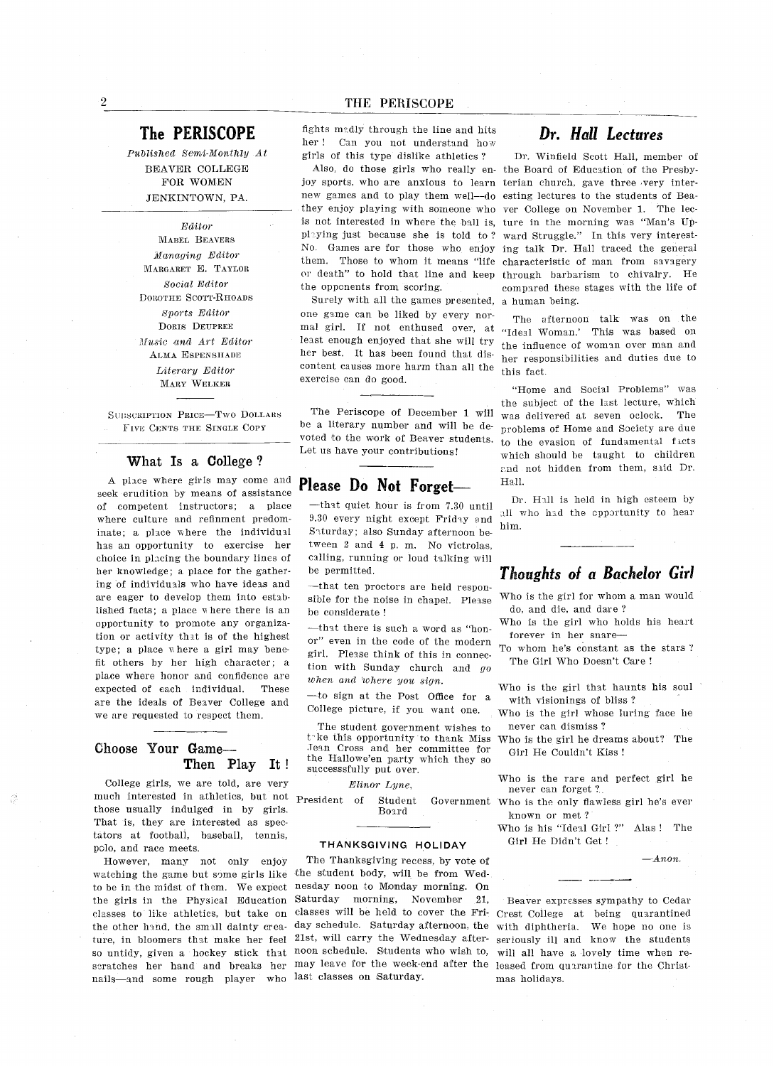## The PERISCOPE

*Published Semi-Monthly At*
BEAVER COLLEGE
FOR WOMEN
JENKINTOWN, PA.

*Editor*
MABEL BEAVERS
*Managing Editor*
MARGARET E. TAYLOR
*Social Editor*
DOROTHE SCOTT-RHOADS
*Sports Editor*
DORIS DEUPREE
*Music and Art Editor*
ALMA ESPENSHADE
*Literary Editor*
MARY WELKER

SUBSCRIPTION PRICE—TWO DOLLARS
FIVE CENTS THE SINGLE COPY

### What Is a College?

A place where girls may come and seek erudition by means of assistance of competent instructors; a place where culture and refinment predominate; a place where the individual has an opportunity to exercise her choice in placing the boundary lines of her knowledge; a place for the gathering of individuals who have ideas and are eager to develop them into established facts; a place where there is an opportunity to promote any organization or activity that is of the highest type; a place where a girl may benefit others by her high character; a place where honor and confidence are expected of each individual. These are the ideals of Beaver College and we are requested to respect them.

### Choose Your Game— Then Play It!

College girls, we are told, are very much interested in athletics, but not those usually indulged in by girls. That is, they are interested as spectators at football, baseball, tennis, polo, and race meets.

However, many not only enjoy watching the game but some girls like to be in the midst of them. We expect the girls in the Physical Education classes to like athletics, but take on the other hand, the small dainty creature, in bloomers that make her feel so untidy, given a hockey stick that scratches her hand and breaks her nails—and some rough player who fights madly through the line and hits her! Can you not understand how girls of this type dislike athletics?

Also, do those girls who really enjoy sports, who are anxious to learn new games and to play them well—do they enjoy playing with someone who is not interested in where the ball is, playing just because she is told to? No. Games are for those who enjoy them. Those to whom it means "life or death" to hold that line and keep the opponents from scoring.

Surely with all the games presented, one game can be liked by every normal girl. If not enthused over, at least enough enjoyed that she will try her best. It has been found that discontent causes more harm than all the exercise can do good.

The Periscope of December 1 will be a literary number and will be devoted to the work of Beaver students. Let us have your contributions!

## Please Do Not Forget—

—that quiet hour is from 7.30 until 9.30 every night except Friday and Saturday; also Sunday afternoon between 2 and 4 p. m. No victrolas, calling, running or loud talking will be permitted.

—that ten proctors are held responsible for the noise in chapel. Please be considerate!

—that there is such a word as "honor" even in the code of the modern girl. Please think of this in connection with Sunday church and *go when and where you sign.*

—to sign at the Post Office for a College picture, if you want one.

The student government wishes to take this opportunity to thank Miss Jean Cross and her committee for the Hallowe'en party which they so successsfully put over.

*Elinor Lyne,*
President of Student Government Board

### THANKSGIVING HOLIDAY

The Thanksgiving recess, by vote of the student body, will be from Wednesday noon to Monday morning. On Saturday morning, November 21, classes will be held to cover the Friday schedule. Saturday afternoon, the 21st, will carry the Wednesday afternoon schedule. Students who wish to, may leave for the week-end after the last classes on Saturday.

## *Dr. Hall Lectures*

Dr. Winfield Scott Hall, member of the Board of Education of the Presbyterian church, gave three very interesting lectures to the students of Beaver College on November 1. The lecture in the morning was "Man's Upward Struggle." In this very interesting talk Dr. Hall traced the general characteristic of man from savagery through barbarism to chivalry. He compared these stages with the life of a human being.

The afternoon talk was on the "Ideal Woman.' This was based on the influence of woman over man and her responsibilities and duties due to this fact.

"Home and Social Problems" was the subject of the last lecture, which was delivered at seven oclock. The problems of Home and Society are due to the evasion of fundamental facts which should be taught to children and not hidden from them, said Dr. Hall.

Dr. Hall is held in high esteem by all who had the opportunity to hear him.

## *Thoughts of a Bachelor Girl*

Who is the girl for whom a man would
do, and die, and dare?
Who is the girl who holds his heart
forever in her snare—
To whom he's constant as the stars?
The Girl Who Doesn't Care!

Who is the girl that haunts his soul
with visionings of bliss?
Who is the girl whose luring face he
never can dismiss?
Who is the girl he dreams about? The
Girl He Couldn't Kiss!

Who is the rare and perfect girl he
never can forget?
Who is the only flawless girl he's ever
known or met?
Who is his "Ideal Girl?" Alas! The
Girl He Didn't Get!

—*Anon.*

Beaver expresses sympathy to Cedar Crest College at being quarantined with diphtheria. We hope no one is seriously ill and know the students will all have a lovely time when released from quarantine for the Christmas holidays.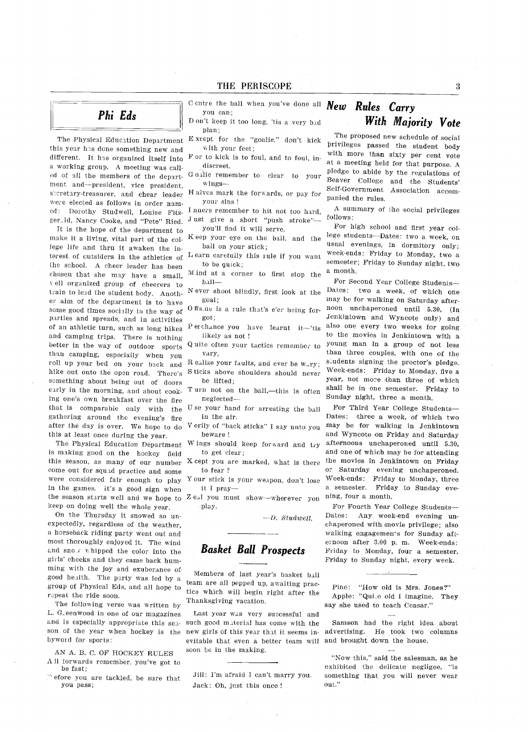## *Phi Eds*

The Physical Education Department this year has done something new and different. It has organized itself into a working group. A meeting was called of all the members of the department and—president, vice president, secretary-treasurer, and cheer leader were elected as follows in order named: Dorothy Studwell, Louise Fitzgerald, Nancy Cooke, and "Pete" Ried.

It is the hope of the department to make it a living, vital part of the college life and thru it awaken the interest of outsiders in the athletics of the school. A cheer leader has been chosen that she may have a small, well organized group of cheerers to train to lead the student body. Another aim of the department is to have some good times socially in the way of parties and spreads, and in activities of an athletic turn, such as long hikes and camping trips. There is nothing better in the way of outdoor sports than camping, especially when you roll up your bed on your back and hike out onto the open road. There's something about being out of doors early in the morning, and about cooking one's own breakfast over the fire that is comparable only with the gathering around the evening's fire after the day is over. We hope to do this at least once during the year.

The Physical Education Department is making good on the hockey field this season, as many of our number come out for squad practice and some were considered fair enough to play in the games. It's a good sign when the season starts well and we hope to keep on doing well the whole year.

On the Thursday it snowed so unexpectedly, regardless of the weather, a horseback riding party went out and most thoroughly enjoyed it. The wind and snow whipped the color into the girls' cheeks and they came back humming with the joy and exuberance of good health. The party was led by a group of Physical Eds, and all hope to repeat the ride soon.

The following verse was written by L. Greenwood in one of our magazines and is especially appropriate this season of the year when hockey is the byword for sports:

AN A. B. C. OF HOCKEY RULES

All forwards remember, you've got to be fast;
Before you are tackled, be sure that you pass;
Centre the ball when you've done all you can;
Don't keep it too long, 'tis a very bad plan;
Except for the "goalie," don't kick with your feet;
For to kick is to foul, and to foul, indiscreet.
Goalie remember to clear to your wings—
Halves mark the forwards, or pay for your sins!
Inners remember to hit not too hard,
Just give a short "push stroke"—you'll find it will serve.
Keep your eye on the ball, and the ball on your stick;
Learn carefully this rule if you want to be quick;
Mind at a corner to first stop the ball—
Never shoot blindly, first look at the goal;
Offside is a rule that's e'er being forgot;
Perchance you have learnt it—'tis likely as not!
Quite often your tactics remember to vary,
Realize your faults, and ever be wary;
Sticks above shoulders should never be lifted;
Turn not on the ball,—this is often neglected—
Use your hand for arresting the ball in the air.
Verily of "back sticks" I say unto you beware!
Wings should keep forward and try to get clear;
Xcept you are marked, what is there to fear?
Your stick is your weapon, don't lose it I pray—
Zeal you must show—wherever you play.

—*D. Studwell.*

## *Basket Ball Prospects*

Members of last year's basket ball team are all pepped up, awaiting practice which will begin right after the Thanksgiving vacation.

Last year was very successful and such good material has come with the new girls of this year that it seems inevitable that even a better team will soon be in the making.

---

Jill: I'm afraid I can't marry you.
Jack: Oh, just this once!

## *New Rules Carry With Majority Vote*

The proposed new schedule of social privileges passed the student body with more than sixty per cent vote at a meeting held for that purpose. A pledge to abide by the regulations of Beaver College and the Students' Self-Government Association accompanied the rules.

A summary of the social privileges follows:

For high school and first year college students—Dates: two a week, on usual evenings, in dormitory only; week-ends: Friday to Monday, two a semester; Friday to Sunday night, two a month.

For Second Year College Students—Dates: two a week, of which one may be for walking on Saturday afternoon unchaperoned until 5.30, (In Jenkintown and Wyncote only) and also one every two weeks for going to the movies in Jenkintown with a young man in a group of not less than three couples, with one of the students signing the proctor's pledge. Week-ends: Friday to Monday, five a year, not more than three of which shall be in one semester. Friday to Sunday night, three a month.

For Third Year College Students—Dates: three a week, of which two may be for walking in Jenkintown and Wyncote on Friday and Saturday afternoons unchaperoned until 5.30, and one of which may be for attending the movies in Jenkintown on Friday or Saturday evening unchaperoned. Week-ends: Friday to Monday, three a semester. Friday to Sunday evening, four a month.

For Fourth Year College Students—Dates: Any week-end evening unchaperoned with movie privilege; also walking engagements for Sunday afternoon after 3.00 p. m. Week-ends: Friday to Monday, four a semester. Friday to Sunday night, every week.

---

Pine: "How old is Mrs. Jones?"
Apple: "Quite old I imagine. They say she used to teach Ceasar."

---

Samson had the right idea about advertising. He took two columns and brought down the house.

---

"Now this," said the salesman, as he exhibited the delicate negligee, "is something that you will never wear out."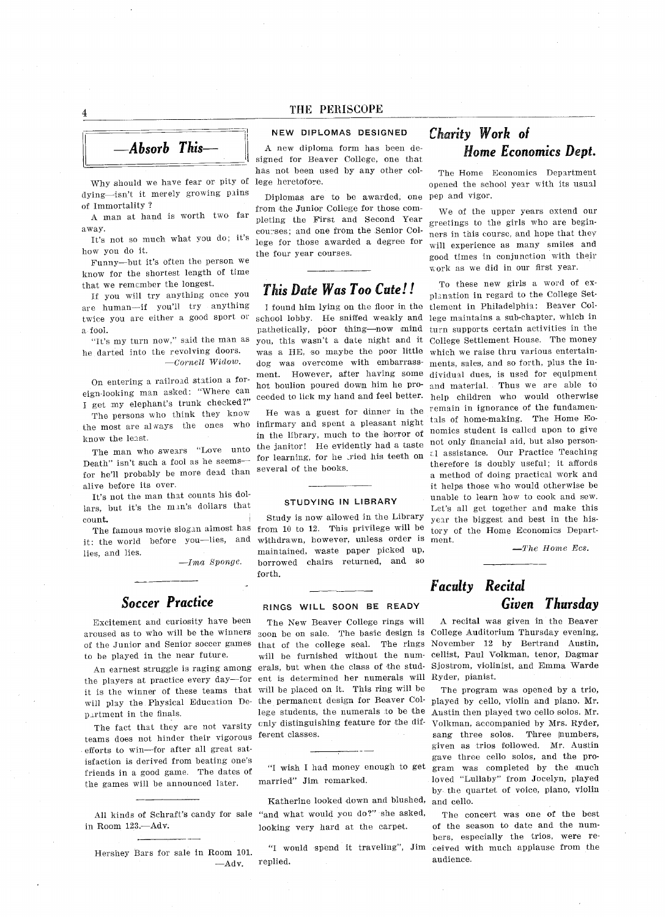## —Absorb This—

Why should we have fear or pity of dying—isn't it merely growing pains of Immortality?

A man at hand is worth two far away.

It's not so much what you do; it's how you do it.

Funny—but it's often the person we know for the shortest length of time that we remember the longest.

If you will try anything once you are human—if you'll try anything twice you are either a good sport or a fool.

"It's my turn now," said the man as he darted into the revolving doors.

—*Cornell Widow.*

On entering a railroad station a foreign-looking man asked: "Where can I get my elephant's trunk checked?"

The persons who think they know the most are always the ones who know the least.

The man who swears "Love unto Death" isn't such a fool as he seems—for he'll probably be more dead than alive before its over.

It's not the man that counts his dollars, but it's the man's dollars that count.

The famous movie slogan almost has it: the world before you—lies, and lies, and lies.

—*Ima Sponge.*

## Soccer Practice

Excitement and curiosity have been aroused as to who will be the winners of the Junior and Senior soccer games to be played in the near future.

An earnest struggle is raging among the players at practice every day—for it is the winner of these teams that will play the Physical Education Department in the finals.

The fact that they are not varsity teams does not hinder their vigorous efforts to win—for after all great satisfaction is derived from beating one's friends in a good game. The dates of the games will be announced later.

All kinds of Schraft's candy for sale in Room 123.—Adv.

Hershey Bars for sale in Room 101.
—Adv.

### NEW DIPLOMAS DESIGNED

A new diploma form has been designed for Beaver College, one that has not been used by any other college heretofore.

Diplomas are to be awarded, one from the Junior College for those completing the First and Second Year courses; and one from the Senior College for those awarded a degree for the four year courses.

## This Date Was Too Cute!!

I found him lying on the floor in the school lobby. He sniffed weakly and pathetically, poor thing—now mind you, this wasn't a date night and it was a HE, so maybe the poor little dog was overcome with embarrassment. However, after having some hot boulion poured down him he proceeded to lick my hand and feel better.

He was a guest for dinner in the infirmary and spent a pleasant night in the library, much to the horror of the janitor! He evidently had a taste for learning, for he tried his teeth on several of the books.

### STUDYING IN LIBRARY

Study is now allowed in the Library from 10 to 12. This privilege will be withdrawn, however, unless order is maintained, waste paper picked up, borrowed chairs returned, and so forth.

### RINGS WILL SOON BE READY

The New Beaver College rings will soon be on sale. The basic design is that of the college seal. The rings will be furnished without the numerals, but when the class of the student is determined her numerals will be placed on it. This ring will be the permanent design for Beaver College students, the numerals to be the only distinguishing feature for the different classes.

"I wish I had money enough to get married" Jim remarked.

Katherine looked down and blushed, "and what would you do?" she asked, looking very hard at the carpet.

"I would spend it traveling", Jim replied.

## Charity Work of Home Economics Dept.

The Home Economics Department opened the school year with its usual pep and vigor.

We of the upper years extend our greetings to the girls who are beginners in this course, and hope that they will experience as many smiles and good times in conjunction with their work as we did in our first year.

To these new girls a word of explanation in regard to the College Settlement in Philadelphia: Beaver College maintains a sub-chapter, which in turn supports certain activities in the College Settlement House. The money which we raise thru various entertainments, sales, and so forth, plus the individual dues, is used for equipment and material. Thus we are able to help children who would otherwise remain in ignorance of the fundamentals of home-making. The Home Economics student is called upon to give not only financial aid, but also personal assistance. Our Practice Teaching therefore is doubly useful; it affords a method of doing practical work and it helps those who would otherwise be unable to learn how to cook and sew. Let's all get together and make this year the biggest and best in the history of the Home Economics Department.

—*The Home Ecs.*

## Faculty Recital Given Thursday

A recital was given in the Beaver College Auditorium Thursday evening, November 12 by Bertrand Austin, cellist, Paul Volkman, tenor, Dagmar Sjostrom, violinist, and Emma Warde Ryder, pianist.

The program was opened by a trio, played by cello, violin and piano. Mr. Austin then played two cello solos. Mr. Volkman, accompanied by Mrs. Ryder, sang three solos. Three numbers, given as trios followed. Mr. Austin gave three cello solos, and the program was completed by the much loved "Lullaby" from Jocelyn, played by the quartet of voice, piano, violin and cello.

The concert was one of the best of the season to date and the numbers, especially the trios, were received with much applause from the audience.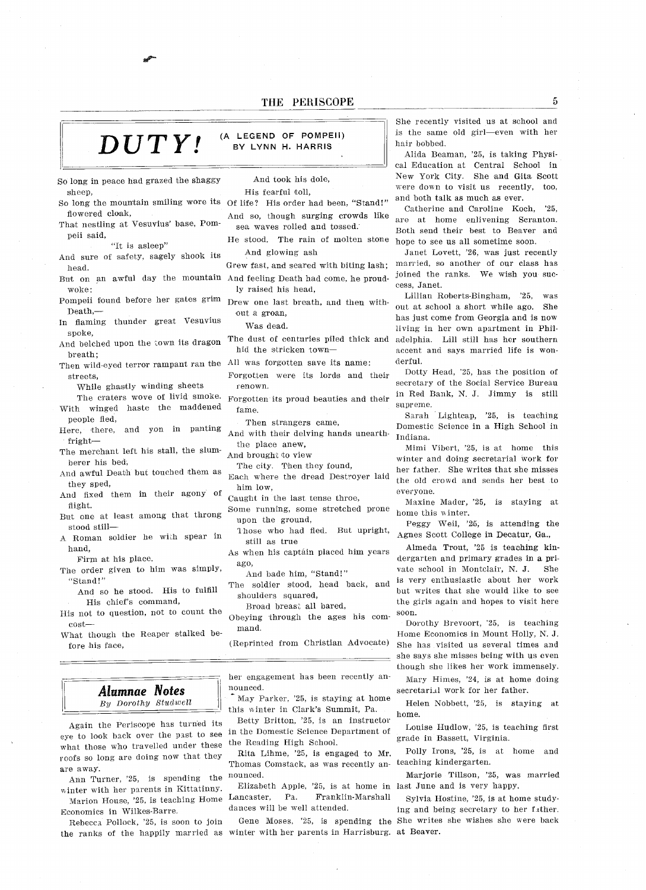# DUTY!

(A LEGEND OF POMPEII)
BY LYNN H. HARRIS

So long in peace had grazed the shaggy sheep,
So long the mountain smiling wore its flowered cloak,
That nestling at Vesuvius' base, Pompeii said,
"It is asleep"
And sure of safety, sagely shook its head.
But on an awful day the mountain woke:
Pompeii found before her gates grim Death,—
In flaming thunder great Vesuvius spoke,
And belched upon the town its dragon breath;
Then wild-eyed terror rampant ran the streets,
While ghastly winding sheets
The craters wove of livid smoke.
With winged haste the maddened people fled,
Here, there, and yon in panting fright—
The merchant left his stall, the slumberer his bed,
And awful Death but touched them as they sped,
And fixed them in their agony of flight.
But one at least among that throng stood still—
A Roman soldier he with spear in hand,
Firm at his place.
The order given to him was simply, "Stand!"
And so he stood. His to fulfill
His chief's command,
His not to question, not to count the cost—
What though the Reaper stalked before his face,
And took his dole,
His fearful toll,
Of life? His order had been, "Stand!"
And so, though surging crowds like sea waves rolled and tossed.
He stood. The rain of molten stone
And glowing ash
Grew fast, and seared with biting lash;
And feeling Death had come, he proudly raised his head,
Drew one last breath, and then without a groan,
Was dead.
The dust of centuries piled thick and hid the stricken town—
All was forgotten save its name:
Forgotten were its lords and their renown.
Forgotten its proud beauties and their fame.
Then strangers came,
And with their delving hands unearthed the place anew,
And brought to view
The city. Then they found,
Each where the dread Destroyer laid him low,
Caught in the last tense throe,
Some running, some stretched prone upon the ground,
Those who had fled. But upright, still as true
As when his captain placed him years ago,
And bade him, "Stand!"
The soldier stood, head back, and shoulders squared,
Broad breast all bared,
Obeying through the ages his command.

(Reprinted from Christian Advocate)

## Alumnae Notes

*By Dorothy Studwell*

Again the Periscope has turned its eye to look back over the past to see what those who travelled under these roofs so long are doing now that they are away.

Ann Turner, '25, is spending the winter with her parents in Kittatinny.

Marion House, '25, is teaching Home Economics in Wilkes-Barre.

Rebecca Pollock, '25, is soon to join the ranks of the happily married as her engagement has been recently announced.

May Parker, '25, is staying at home this winter in Clark's Summit, Pa.

Betty Britton, '25, is an instructor in the Domestic Science Department of the Reading High School.

Rita Lihme, '25, is engaged to Mr. Thomas Comstack, as was recently announced.

Elizabeth Apple, '25, is at home in Lancaster, Pa. Franklin-Marshall dances will be well attended.

Gene Moses, '25, is spending the winter with her parents in Harrisburg. She recently visited us at school and is the same old girl—even with her hair bobbed.

Alida Beaman, '25, is taking Physical Education at Central School in New York City. She and Gita Scott were down to visit us recently, too, and both talk as much as ever.

Catherine and Caroline Koch, '25, are at home enlivening Scranton. Both send their best to Beaver and hope to see us all sometime soon.

Janet Lovett, '26, was just recently married, so another of our class has joined the ranks. We wish you success, Janet.

Lillian Roberts-Bingham, '25, was out at school a short while ago. She has just come from Georgia and is now living in her own apartment in Philadelphia. Lill still has her southern accent and says married life is wonderful.

Dotty Head, '25, has the position of secretary of the Social Service Bureau in Red Bank, N. J. Jimmy is still supreme.

Sarah Lightcap, '25, is teaching Domestic Science in a High School in Indiana.

Mimi Vibert, '25, is at home this winter and doing secretarial work for her father. She writes that she misses the old crowd and sends her best to everyone.

Maxine Mader, '25, is staying at home this winter.

Peggy Weil, '25, is attending the Agnes Scott College in Decatur, Ga.,

Almeda Trout, '25 is teaching kindergarten and primary grades in a private school in Montclair, N. J. She is very enthusiastic about her work but writes that she would like to see the girls again and hopes to visit here soon.

Dorothy Brevoort, '25, is teaching Home Economics in Mount Holly, N. J. She has visited us several times and she says she misses being with us even though she likes her work immensely.

Mary Himes, '24, is at home doing secretarial work for her father.

Helen Nobbett, '25, is staying at home.

Louise Hudlow, '25, is teaching first grade in Bassett, Virginia.

Polly Irons, '25, is at home and teaching kindergarten.

Marjorie Tillson, '25, was married last June and is very happy.

Sylvia Hostine, '25, is at home studying and being secretary to her father. She writes she wishes she were back at Beaver.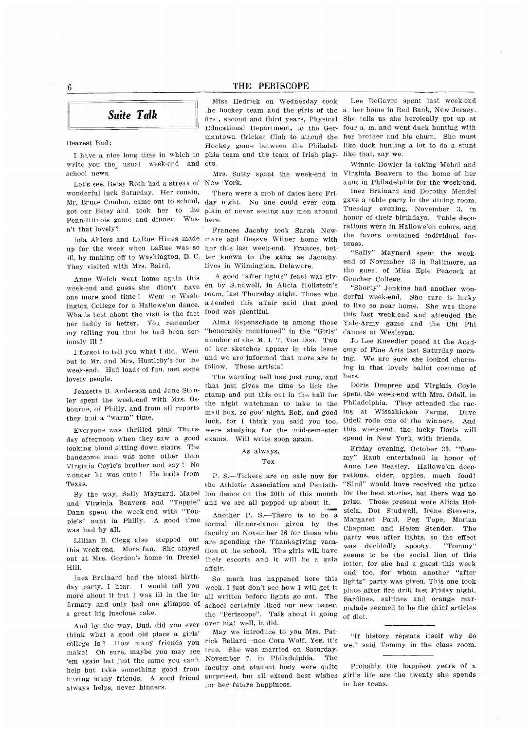## *Suite Talk*

Dearest Bud:

I have a nice long time in which to write you the usual week-end and school news.

Let's see, Betsy Roth had a streak of wonderful luck Saturday. Her cousin, Mr. Bruce Condon, came out to school, got our Betsy and took her to the Penn-Illinois game and dinner. Wasn't that lovely?

Iola Ahlers and LaRue Hines made up for the week when LaRue was so ill, by making off to Washington, D. C. They visited with Mrs. Baird.

Anne Welch went home again this week-end and guess she didn't have one more good time! Went to Washington College for a Hallowe'en dance. What's best about the visit is the fact her daddy is better. You remember my telling you that he had been seriously ill?

I forgot to tell you what I did. Went out to Mr. and Mrs. Hustleby's for the week-end. Had loads of fun, met some lovely people.

Jeanette B. Anderson and Jane Stanley spent the week-end with Mrs. Osbourne, of Philly, and from all reports they had a "warm" time.

Everyone was thrilled pink Thursday afternoon when they saw a good looking blond sitting down stairs. The handsome man was none other than Virginia Coyle's brother and, say! No wonder he was cute! He hails from Texas.

By the way, Sally Maynard, Mabel and Virginia Beavers and "Toppie" Dann spent the week-end with "Toppie's" aunt in Philly. A good time was had by all.

Lillian B. Clegg also stepped out this week-end. More fun. She stayed out at Mrs. Gordon's home in Drexel Hill.

Inez Brainard had the nicest birthday party, I hear. I would tell you more about it but I was ill in the infirmary and only had one glimpse of a great big luscious cake.

And by the way, Bud, did you ever think what a good old place a girls' college is? How many friends you make! Oh sure, maybe you may see 'em again but just the same you can't help but take something good from having many friends. A good friend always helps, never hinders.

Miss Hedrick on Wednesday took the hockey team and the girls of the first, second and third years, Physical Educational Department, to the Germantown Cricket Club to attend the Hockey game between the Philadelphia team and the team of Irish players.

Mrs. Sutty spent the week-end in New York.

There were a mob of dates here Friday night. No one could ever complain of never seeing any men around here.

Frances Jacoby took Sarah Newmare and Bessye Wilner home with her this last week-end. Frances, better known to the gang as Jacochy, lives in Wilmington, Delaware.

A good "after lights" feast was given by Studwell, in Alicia Hollstein's room, last Thursday night. Those who attended this affair said that good food was plentiful.

Alma Espenschade is among those "honorably mentioned" in the "Girls" number of the M. I. T. Voo Doo. Two of her sketches appear in this issue and we are informed that more are to follow. These artists!

The warning bell has just rung, and that just gives me time to lick the stamp and put this out in the hall for the night watchman to take to the mail box, so goo' night, Bob, and good luck, for I think you said you too, were studying for the mid-semester exams. Will write soon again.

As always,

Tex

P. S.—Tickets are on sale now for the Athletic Association and Pentathlon dance on the 20th of this month and we are all pepped up about it.

Another P. S.—There is to be a formal dinner-dance given by the faculty on November 26 for those who are spending the Thanksgiving vacation at the school. The girls will have their escorts and it will be a gala affair.

So much has happened here this week, I just don't see how I will get it all written before lights go out. The school certainly liked our new paper, the "Periscope". Talk about it going over big! well, it did.

May we introduce to you Mrs. Patrick Ballard—nee Cora Wolf. Yes, it's true. She was married on Saturday, November 7, in Philadelphia. The faculty and student body were quite surprised, but all extend best wishes for her future happiness.

Lee DeGavre spent last week-end at her home in Red Bank, New Jersey. She tells us she heroically got up at four a. m. and went duck hunting with her brother and his chum. She must like duck hunting a lot to do a stunt like that, say we.

Winnie Dowler is taking Mabel and Virginia Beavers to the home of her aunt in Philadelphia for the week-end.

Inez Brainard and Dorothy Mendel gave a table party in the dining room, Tuesday evening, November 3, in honor of their birthdays. Table decorations were in Hallowe'en colors, and the favors contained individual fortunes.

"Sally" Maynard spent the week-end of November 13 in Baltimore, as the guest of Miss Epie Peacock at Goucher College.

"Shorty" Jenkins had another wonderful week-end. She sure is lucky to live so near home. She was there this last week-end and attended the Yale-Army game and the Chi Phi dances at Wesleyan.

Jo Lee Kneedler posed at the Academy of Fine Arts last Saturday morning. We are sure she looked charming in that lovely ballet costume of hers.

Doris Deupree and Virginia Coyle spent the week-end with Mrs. Odell, in Philadelphia. They attended the racing at Wissahickon Farms. Dave Odell rode one of the winners. And this week-end, the lucky Doris will spend in New York, with friends.

Friday evening, October 30, "Tommy" Raub entertained in honor of Anne Lee Beasley. Hallowe'en decorations, cider, apples, much food! "Stud" would have received the prize for the best stories, but there was no prize. Those present were Alicia Holstein, Dot Studwell, Irene Stevens, Margaret Paul, Peg Tope, Marian Chapman and Helen Stender. The party was after lights, so the effect was decidedly spooky. "Tommy" seems to be the social lion of this letter, for she had a guest this week end too, for whom another "after lights" party was given. This one took place after fire drill last Friday night. Sardines, saltines and orange marmalade seemed to be the chief articles of diet.

---

"If history repeats itself why do we," said Tommy in the class room.

---

Probably the happiest years of a girl's life are the twenty she spends in her teens.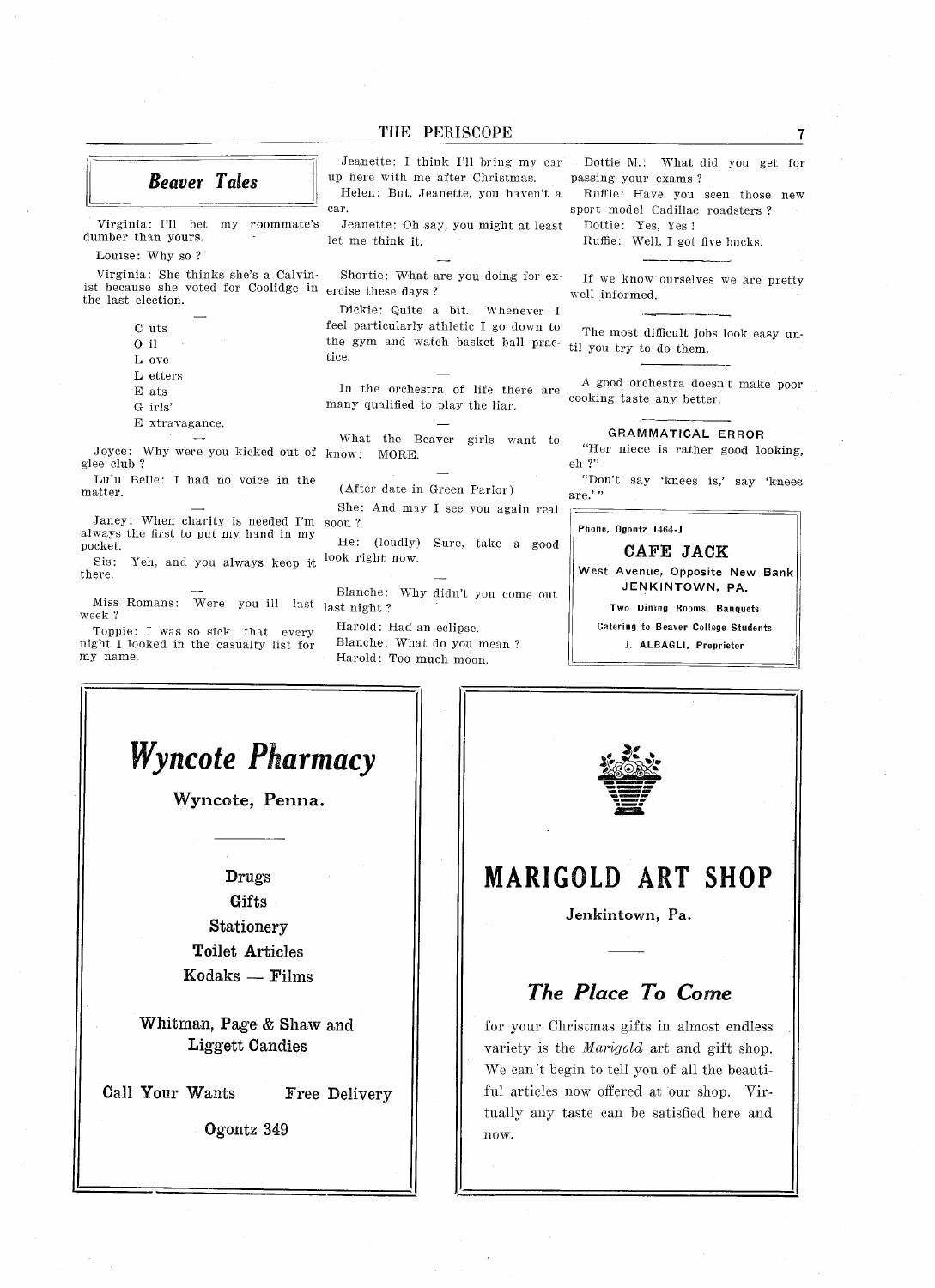## *Beaver Tales*

Virginia: I'll bet my roommate's dumber than yours.

Louise: Why so ?

Virginia: She thinks she's a Calvinist because she voted for Coolidge in the last election.

—

C uts
O il
L ove
L etters
E ats
G irls'
E xtravagance.

—

Joyce: Why were you kicked out of glee club ?

Lulu Belle: I had no voice in the matter.

—

Janey: When charity is needed I'm always the first to put my hand in my pocket.

Sis: Yeh, and you always keep it there.

—

Miss Romans: Were you ill last week ?

Toppie: I was so sick that every night I looked in the casualty list for my name.

Jeanette: I think I'll bring my car up here with me after Christmas.

Helen: But, Jeanette, you haven't a car.

Jeanette: Oh say, you might at least let me think it.

—

Shortie: What are you doing for exercise these days ?

Dickie: Quite a bit. Whenever I feel particularly athletic I go down to the gym and watch basket ball practice.

—

In the orchestra of life there are many qualified to play the liar.

—

What the Beaver girls want to know: MORE.

—

(After date in Green Parlor)

She: And may I see you again real soon ?

He: (loudly) Sure, take a good look right now.

—

Blanche: Why didn't you come out last night ?

Harold: Had an eclipse.

Blanche: What do you mean ?

Harold: Too much moon.

Dottie M.: What did you get for passing your exams ?

Ruffie: Have you seen those new sport model Cadillac roadsters ?

Dottie: Yes, Yes !

Ruffie: Well, I got five bucks.

---

If we know ourselves we are pretty well informed.

---

The most difficult jobs look easy until you try to do them.

---

A good orchestra doesn't make poor cooking taste any better.

---

**GRAMMATICAL ERROR**

"Her niece is rather good looking, eh ?"

"Don't say 'knees is,' say 'knees are.'"

---

Phone, Ogontz 1464-J

**CAFE JACK**

West Avenue, Opposite New Bank
JENKINTOWN, PA.

Two Dining Rooms, Banquets

Catering to Beaver College Students

J. ALBAGLI, Proprietor

---

# *Wyncote Pharmacy*

**Wyncote, Penna.**

Drugs
Gifts
Stationery
Toilet Articles
Kodaks — Films

Whitman, Page & Shaw and
Liggett Candies

Call Your Wants — Free Delivery

Ogontz 349

---

# MARIGOLD ART SHOP

**Jenkintown, Pa.**

## *The Place To Come*

for your Christmas gifts in almost endless variety is the *Marigold* art and gift shop. We can't begin to tell you of all the beautiful articles now offered at our shop. Virtually any taste can be satisfied here and now.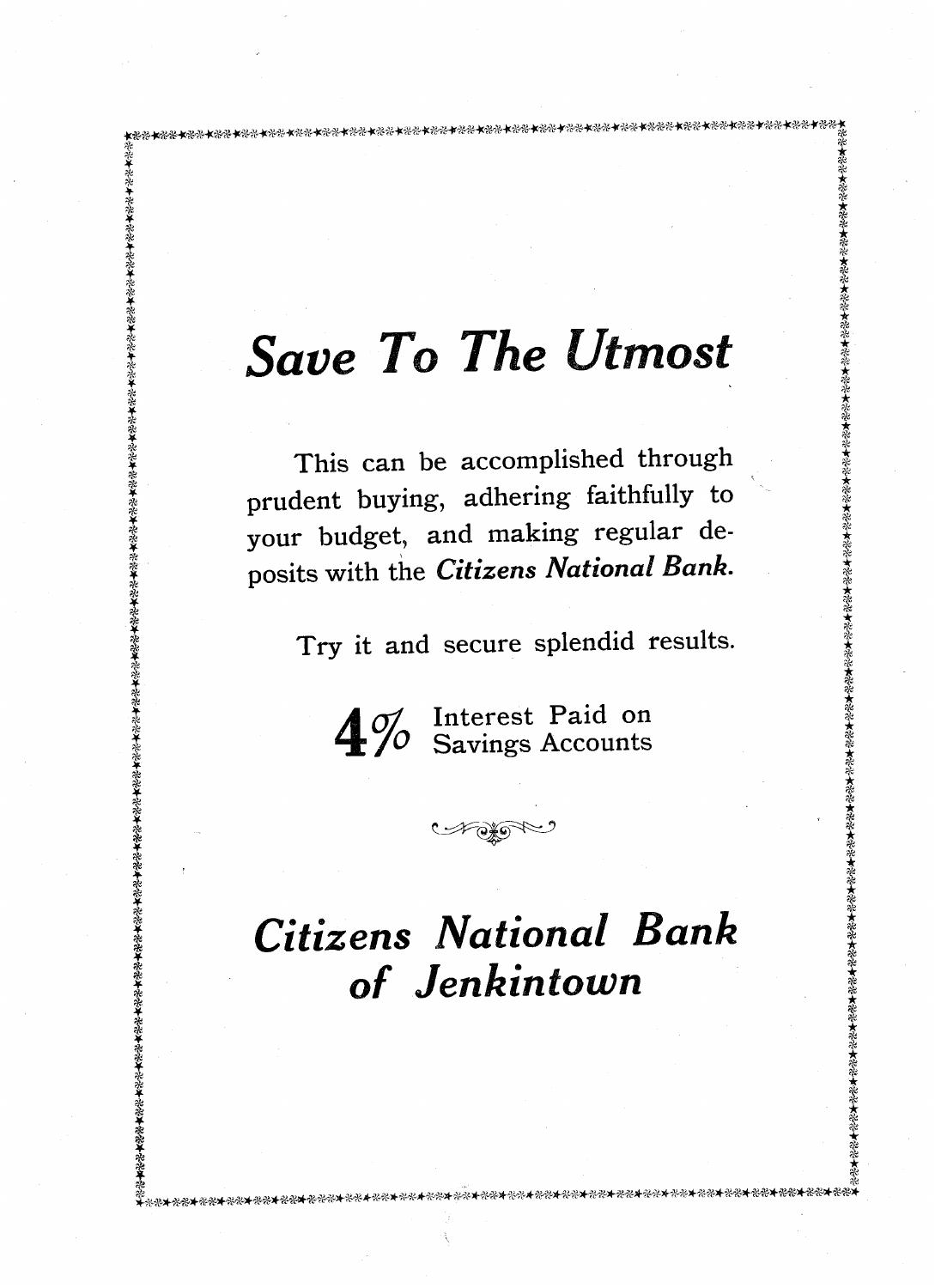# *Save To The Utmost*

This can be accomplished through prudent buying, adhering faithfully to your budget, and making regular deposits with the ***Citizens National Bank.***

Try it and secure splendid results.

**4%** Interest Paid on Savings Accounts

# *Citizens National Bank of Jenkintown*